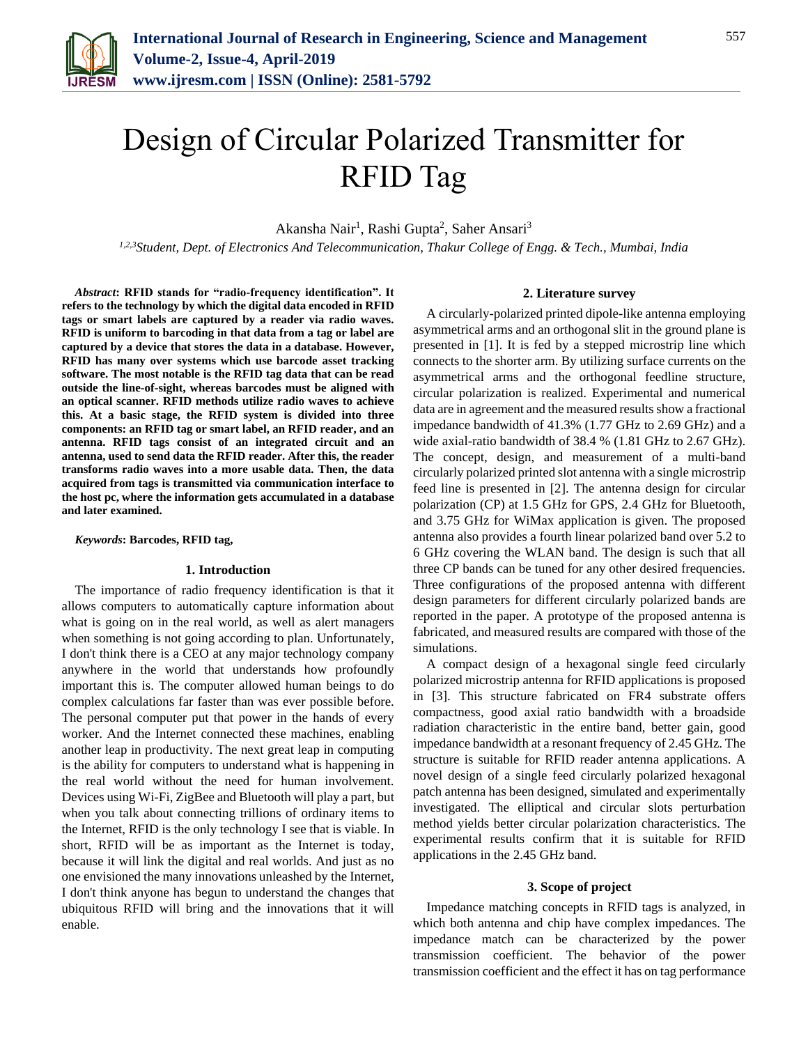# Design of Circular Polarized Transmitter for RFID Tag

Akansha Nair[1], Rashi Gupta[2], Saher Ansari[3]

[1,2,3]*Student, Dept. of Electronics And Telecommunication, Thakur College of Engg. & Tech., Mumbai, India*

***Abstract*: RFID stands for "radio-frequency identification". It refers to the technology by which the digital data encoded in RFID tags or smart labels are captured by a reader via radio waves. RFID is uniform to barcoding in that data from a tag or label are captured by a device that stores the data in a database. However, RFID has many over systems which use barcode asset tracking software. The most notable is the RFID tag data that can be read outside the line-of-sight, whereas barcodes must be aligned with an optical scanner. RFID methods utilize radio waves to achieve this. At a basic stage, the RFID system is divided into three components: an RFID tag or smart label, an RFID reader, and an antenna. RFID tags consist of an integrated circuit and an antenna, used to send data the RFID reader. After this, the reader transforms radio waves into a more usable data. Then, the data acquired from tags is transmitted via communication interface to the host pc, where the information gets accumulated in a database and later examined.**

***Keywords*: Barcodes, RFID tag,**

## 1. Introduction

The importance of radio frequency identification is that it allows computers to automatically capture information about what is going on in the real world, as well as alert managers when something is not going according to plan. Unfortunately, I don't think there is a CEO at any major technology company anywhere in the world that understands how profoundly important this is. The computer allowed human beings to do complex calculations far faster than was ever possible before. The personal computer put that power in the hands of every worker. And the Internet connected these machines, enabling another leap in productivity. The next great leap in computing is the ability for computers to understand what is happening in the real world without the need for human involvement. Devices using Wi-Fi, ZigBee and Bluetooth will play a part, but when you talk about connecting trillions of ordinary items to the Internet, RFID is the only technology I see that is viable. In short, RFID will be as important as the Internet is today, because it will link the digital and real worlds. And just as no one envisioned the many innovations unleashed by the Internet, I don't think anyone has begun to understand the changes that ubiquitous RFID will bring and the innovations that it will enable.

## 2. Literature survey

A circularly-polarized printed dipole-like antenna employing asymmetrical arms and an orthogonal slit in the ground plane is presented in [1]. It is fed by a stepped microstrip line which connects to the shorter arm. By utilizing surface currents on the asymmetrical arms and the orthogonal feedline structure, circular polarization is realized. Experimental and numerical data are in agreement and the measured results show a fractional impedance bandwidth of 41.3% (1.77 GHz to 2.69 GHz) and a wide axial-ratio bandwidth of 38.4 % (1.81 GHz to 2.67 GHz). The concept, design, and measurement of a multi-band circularly polarized printed slot antenna with a single microstrip feed line is presented in [2]. The antenna design for circular polarization (CP) at 1.5 GHz for GPS, 2.4 GHz for Bluetooth, and 3.75 GHz for WiMax application is given. The proposed antenna also provides a fourth linear polarized band over 5.2 to 6 GHz covering the WLAN band. The design is such that all three CP bands can be tuned for any other desired frequencies. Three configurations of the proposed antenna with different design parameters for different circularly polarized bands are reported in the paper. A prototype of the proposed antenna is fabricated, and measured results are compared with those of the simulations.

A compact design of a hexagonal single feed circularly polarized microstrip antenna for RFID applications is proposed in [3]. This structure fabricated on FR4 substrate offers compactness, good axial ratio bandwidth with a broadside radiation characteristic in the entire band, better gain, good impedance bandwidth at a resonant frequency of 2.45 GHz. The structure is suitable for RFID reader antenna applications. A novel design of a single feed circularly polarized hexagonal patch antenna has been designed, simulated and experimentally investigated. The elliptical and circular slots perturbation method yields better circular polarization characteristics. The experimental results confirm that it is suitable for RFID applications in the 2.45 GHz band.

## 3. Scope of project

Impedance matching concepts in RFID tags is analyzed, in which both antenna and chip have complex impedances. The impedance match can be characterized by the power transmission coefficient. The behavior of the power transmission coefficient and the effect it has on tag performance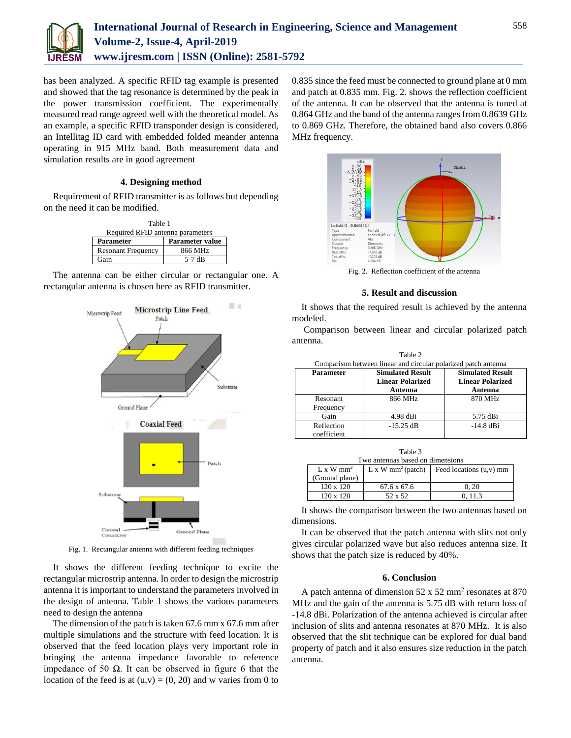has been analyzed. A specific RFID tag example is presented and showed that the tag resonance is determined by the peak in the power transmission coefficient. The experimentally measured read range agreed well with the theoretical model. As an example, a specific RFID transponder design is considered, an Intellitag ID card with embedded folded meander antenna operating in 915 MHz band. Both measurement data and simulation results are in good agreement

## 4. Designing method

Requirement of RFID transmitter is as follows but depending on the need it can be modified.

Table 1
Required RFID antenna parameters

| Parameter | Parameter value |
|---|---|
| Resonant Frequency | 866 MHz |
| Gain | 5-7 dB |

The antenna can be either circular or rectangular one. A rectangular antenna is chosen here as RFID transmitter.

Fig. 1. Rectangular antenna with different feeding techniques

It shows the different feeding technique to excite the rectangular microstrip antenna. In order to design the microstrip antenna it is important to understand the parameters involved in the design of antenna. Table 1 shows the various parameters need to design the antenna

The dimension of the patch is taken 67.6 mm x 67.6 mm after multiple simulations and the structure with feed location. It is observed that the feed location plays very important role in bringing the antenna impedance favorable to reference impedance of 50 Ω. It can be observed in figure 6 that the location of the feed is at (u,v) = (0, 20) and w varies from 0 to 0.835 since the feed must be connected to ground plane at 0 mm and patch at 0.835 mm. Fig. 2. shows the reflection coefficient of the antenna. It can be observed that the antenna is tuned at 0.864 GHz and the band of the antenna ranges from 0.8639 GHz to 0.869 GHz. Therefore, the obtained band also covers 0.866 MHz frequency.

Fig. 2. Reflection coefficient of the antenna

## 5. Result and discussion

It shows that the required result is achieved by the antenna modeled.

Comparison between linear and circular polarized patch antenna.

Table 2
Comparison between linear and circular polarized patch antenna

| Parameter | Simulated Result Linear Polarized Antenna | Simulated Result Linear Polarized Antenna |
|---|---|---|
| Resonant Frequency | 866 MHz | 870 MHz |
| Gain | 4.98 dBi | 5.75 dBi |
| Reflection coefficient | -15.25 dB | -14.8 dBi |

Table 3
Two antennas based on dimensions

| L x W mm$^2$ (Ground plane) | L x W mm$^2$ (patch) | Feed locations (u,v) mm |
|---|---|---|
| 120 x 120 | 67.6 x 67.6 | 0, 20 |
| 120 x 120 | 52 x 52 | 0, 11.3 |

It shows the comparison between the two antennas based on dimensions.

It can be observed that the patch antenna with slits not only gives circular polarized wave but also reduces antenna size. It shows that the patch size is reduced by 40%.

## 6. Conclusion

A patch antenna of dimension 52 x 52 mm$^2$ resonates at 870 MHz and the gain of the antenna is 5.75 dB with return loss of -14.8 dBi. Polarization of the antenna achieved is circular after inclusion of slits and antenna resonates at 870 MHz. It is also observed that the slit technique can be explored for dual band property of patch and it also ensures size reduction in the patch antenna.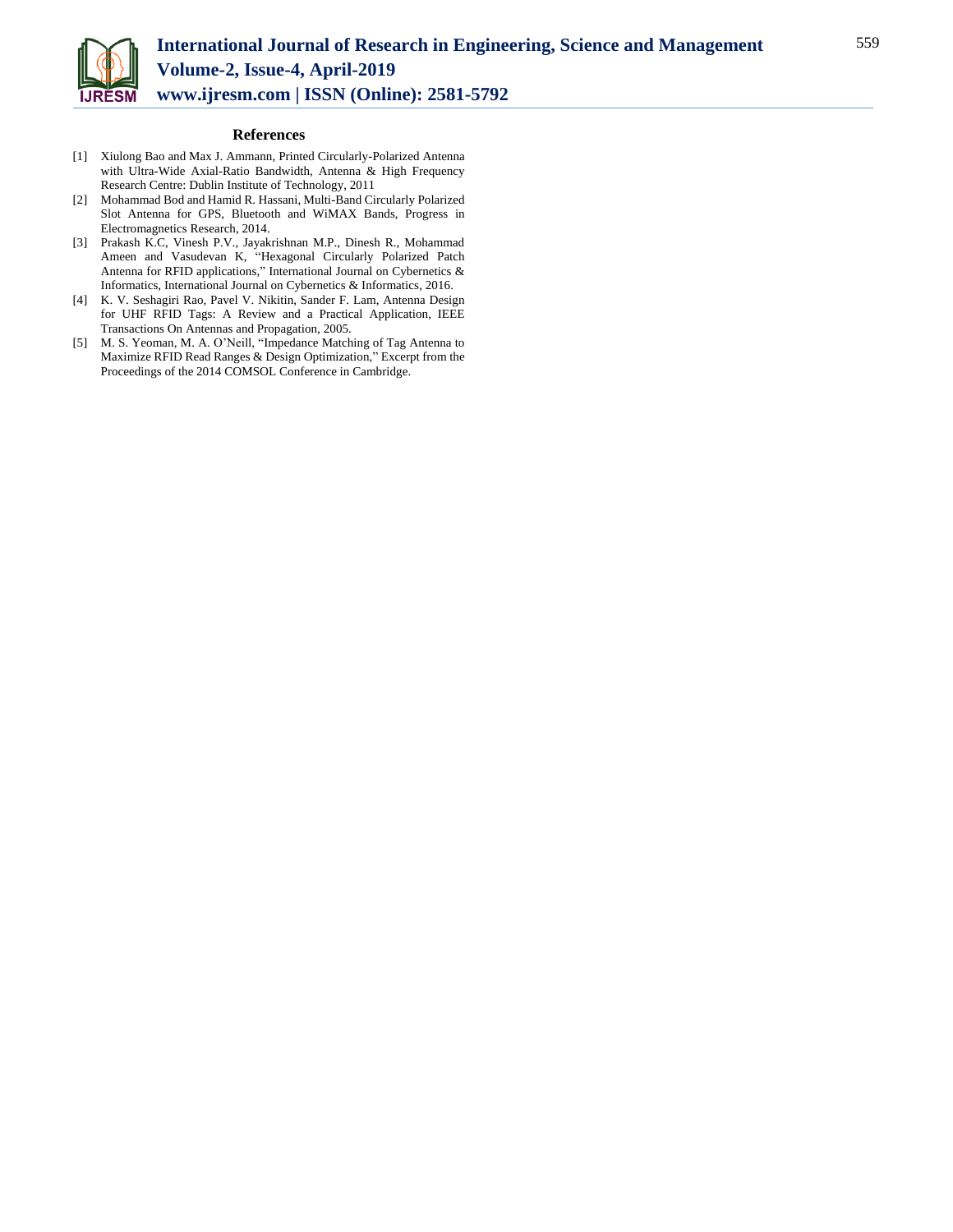## References

[1] Xiulong Bao and Max J. Ammann, Printed Circularly-Polarized Antenna with Ultra-Wide Axial-Ratio Bandwidth, Antenna & High Frequency Research Centre: Dublin Institute of Technology, 2011

[2] Mohammad Bod and Hamid R. Hassani, Multi-Band Circularly Polarized Slot Antenna for GPS, Bluetooth and WiMAX Bands, Progress in Electromagnetics Research, 2014.

[3] Prakash K.C, Vinesh P.V., Jayakrishnan M.P., Dinesh R., Mohammad Ameen and Vasudevan K, "Hexagonal Circularly Polarized Patch Antenna for RFID applications," International Journal on Cybernetics & Informatics, International Journal on Cybernetics & Informatics, 2016.

[4] K. V. Seshagiri Rao, Pavel V. Nikitin, Sander F. Lam, Antenna Design for UHF RFID Tags: A Review and a Practical Application, IEEE Transactions On Antennas and Propagation, 2005.

[5] M. S. Yeoman, M. A. O'Neill, "Impedance Matching of Tag Antenna to Maximize RFID Read Ranges & Design Optimization," Excerpt from the Proceedings of the 2014 COMSOL Conference in Cambridge.